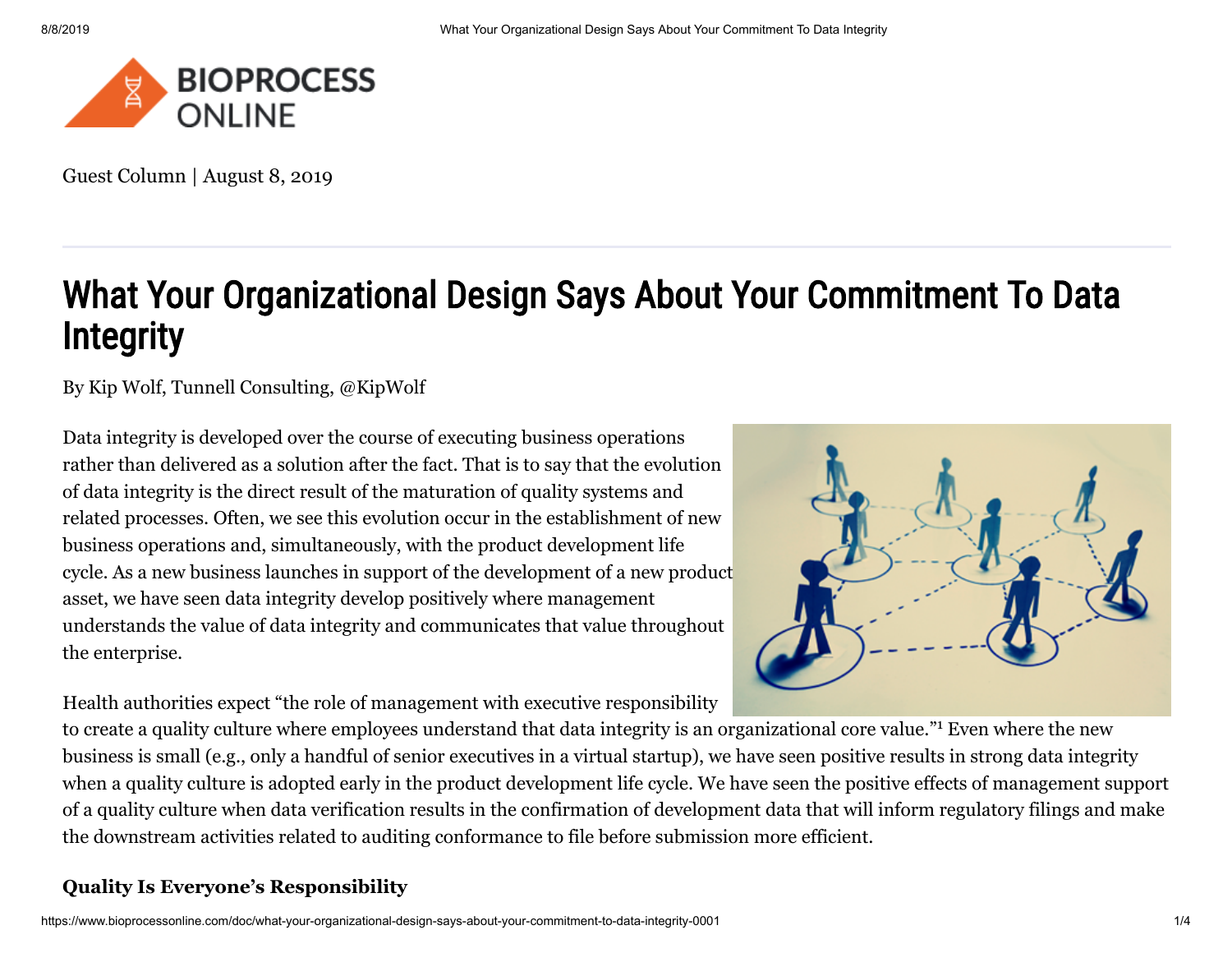Guest Column | August 8, 2019

# What Your Organizational Design Says About Your Commitment To Data Integrity

By Kip Wolf, Tunnell Consulting, @KipWolf

Data integrity is developed over the course of executing business operations rather than delivered as a solution after the fact. That is to say that the evolution of data integrity is the direct result of the maturation of quality systems and related processes. Often, we see this evolution occur in the establishment of new business operations and, simultaneously, with the product development life cycle. As a new business launches in support of the development of a new product asset, we have seen data integrity develop positively where management understands the value of data integrity and communicates that value throughout the enterprise.

Health authorities expect "the role of management with executive responsibility to create a quality culture where employees understand that data integrity is an organizational core value."[1] Even where the new business is small (e.g., only a handful of senior executives in a virtual startup), we have seen positive results in strong data integrity when a quality culture is adopted early in the product development life cycle. We have seen the positive effects of management support of a quality culture when data verification results in the confirmation of development data that will inform regulatory filings and make the downstream activities related to auditing conformance to file before submission more efficient.

**Quality Is Everyone's Responsibility**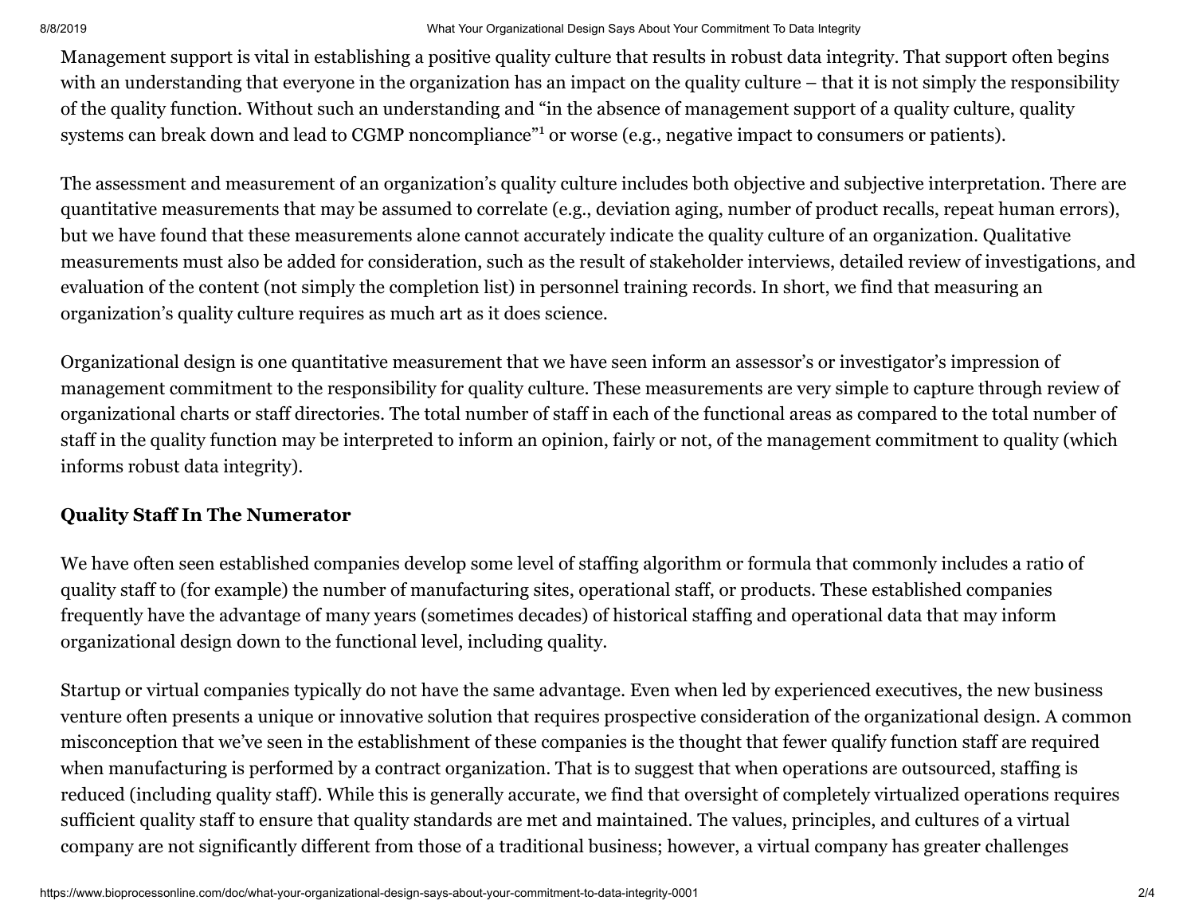Management support is vital in establishing a positive quality culture that results in robust data integrity. That support often begins with an understanding that everyone in the organization has an impact on the quality culture – that it is not simply the responsibility of the quality function. Without such an understanding and "in the absence of management support of a quality culture, quality systems can break down and lead to CGMP noncompliance"[1] or worse (e.g., negative impact to consumers or patients).

The assessment and measurement of an organization's quality culture includes both objective and subjective interpretation. There are quantitative measurements that may be assumed to correlate (e.g., deviation aging, number of product recalls, repeat human errors), but we have found that these measurements alone cannot accurately indicate the quality culture of an organization. Qualitative measurements must also be added for consideration, such as the result of stakeholder interviews, detailed review of investigations, and evaluation of the content (not simply the completion list) in personnel training records. In short, we find that measuring an organization's quality culture requires as much art as it does science.

Organizational design is one quantitative measurement that we have seen inform an assessor's or investigator's impression of management commitment to the responsibility for quality culture. These measurements are very simple to capture through review of organizational charts or staff directories. The total number of staff in each of the functional areas as compared to the total number of staff in the quality function may be interpreted to inform an opinion, fairly or not, of the management commitment to quality (which informs robust data integrity).

**Quality Staff In The Numerator**

We have often seen established companies develop some level of staffing algorithm or formula that commonly includes a ratio of quality staff to (for example) the number of manufacturing sites, operational staff, or products. These established companies frequently have the advantage of many years (sometimes decades) of historical staffing and operational data that may inform organizational design down to the functional level, including quality.

Startup or virtual companies typically do not have the same advantage. Even when led by experienced executives, the new business venture often presents a unique or innovative solution that requires prospective consideration of the organizational design. A common misconception that we've seen in the establishment of these companies is the thought that fewer qualify function staff are required when manufacturing is performed by a contract organization. That is to suggest that when operations are outsourced, staffing is reduced (including quality staff). While this is generally accurate, we find that oversight of completely virtualized operations requires sufficient quality staff to ensure that quality standards are met and maintained. The values, principles, and cultures of a virtual company are not significantly different from those of a traditional business; however, a virtual company has greater challenges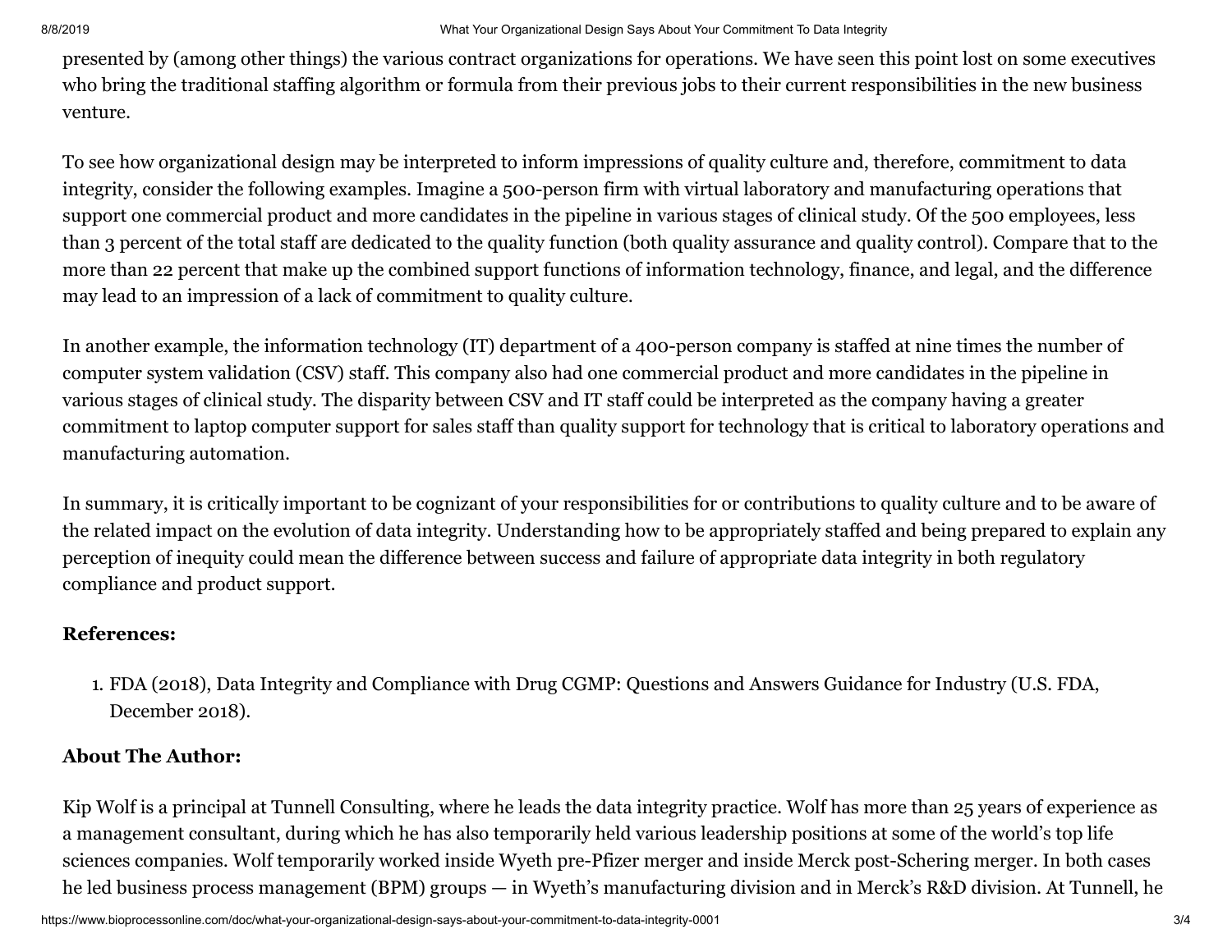presented by (among other things) the various contract organizations for operations. We have seen this point lost on some executives who bring the traditional staffing algorithm or formula from their previous jobs to their current responsibilities in the new business venture.

To see how organizational design may be interpreted to inform impressions of quality culture and, therefore, commitment to data integrity, consider the following examples. Imagine a 500-person firm with virtual laboratory and manufacturing operations that support one commercial product and more candidates in the pipeline in various stages of clinical study. Of the 500 employees, less than 3 percent of the total staff are dedicated to the quality function (both quality assurance and quality control). Compare that to the more than 22 percent that make up the combined support functions of information technology, finance, and legal, and the difference may lead to an impression of a lack of commitment to quality culture.

In another example, the information technology (IT) department of a 400-person company is staffed at nine times the number of computer system validation (CSV) staff. This company also had one commercial product and more candidates in the pipeline in various stages of clinical study. The disparity between CSV and IT staff could be interpreted as the company having a greater commitment to laptop computer support for sales staff than quality support for technology that is critical to laboratory operations and manufacturing automation.

In summary, it is critically important to be cognizant of your responsibilities for or contributions to quality culture and to be aware of the related impact on the evolution of data integrity. Understanding how to be appropriately staffed and being prepared to explain any perception of inequity could mean the difference between success and failure of appropriate data integrity in both regulatory compliance and product support.

### References:

1. FDA (2018), Data Integrity and Compliance with Drug CGMP: Questions and Answers Guidance for Industry (U.S. FDA, December 2018).

### About The Author:

Kip Wolf is a principal at Tunnell Consulting, where he leads the data integrity practice. Wolf has more than 25 years of experience as a management consultant, during which he has also temporarily held various leadership positions at some of the world's top life sciences companies. Wolf temporarily worked inside Wyeth pre-Pfizer merger and inside Merck post-Schering merger. In both cases he led business process management (BPM) groups — in Wyeth's manufacturing division and in Merck's R&D division. At Tunnell, he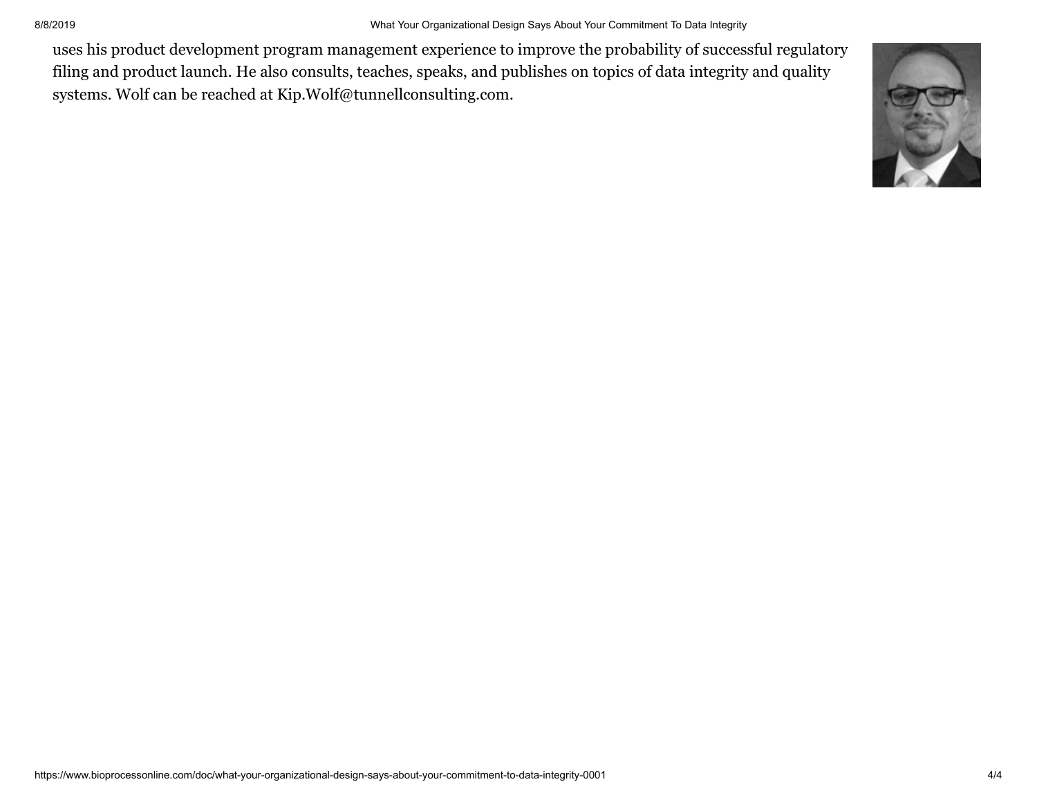uses his product development program management experience to improve the probability of successful regulatory filing and product launch. He also consults, teaches, speaks, and publishes on topics of data integrity and quality systems. Wolf can be reached at Kip.Wolf@tunnellconsulting.com.